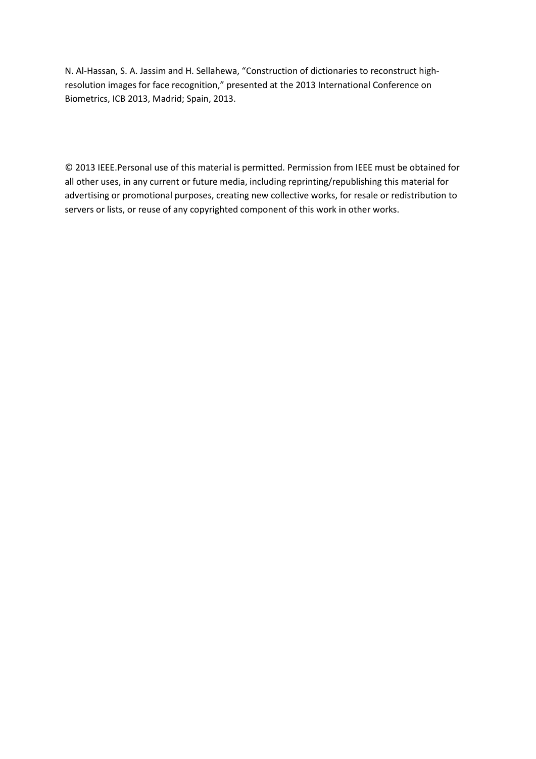N. Al-Hassan, S. A. Jassim and H. Sellahewa, “Construction of dictionaries to reconstruct high-resolution images for face recognition,” presented at the 2013 International Conference on Biometrics, ICB 2013, Madrid; Spain, 2013.

© 2013 IEEE.Personal use of this material is permitted. Permission from IEEE must be obtained for all other uses, in any current or future media, including reprinting/republishing this material for advertising or promotional purposes, creating new collective works, for resale or redistribution to servers or lists, or reuse of any copyrighted component of this work in other works.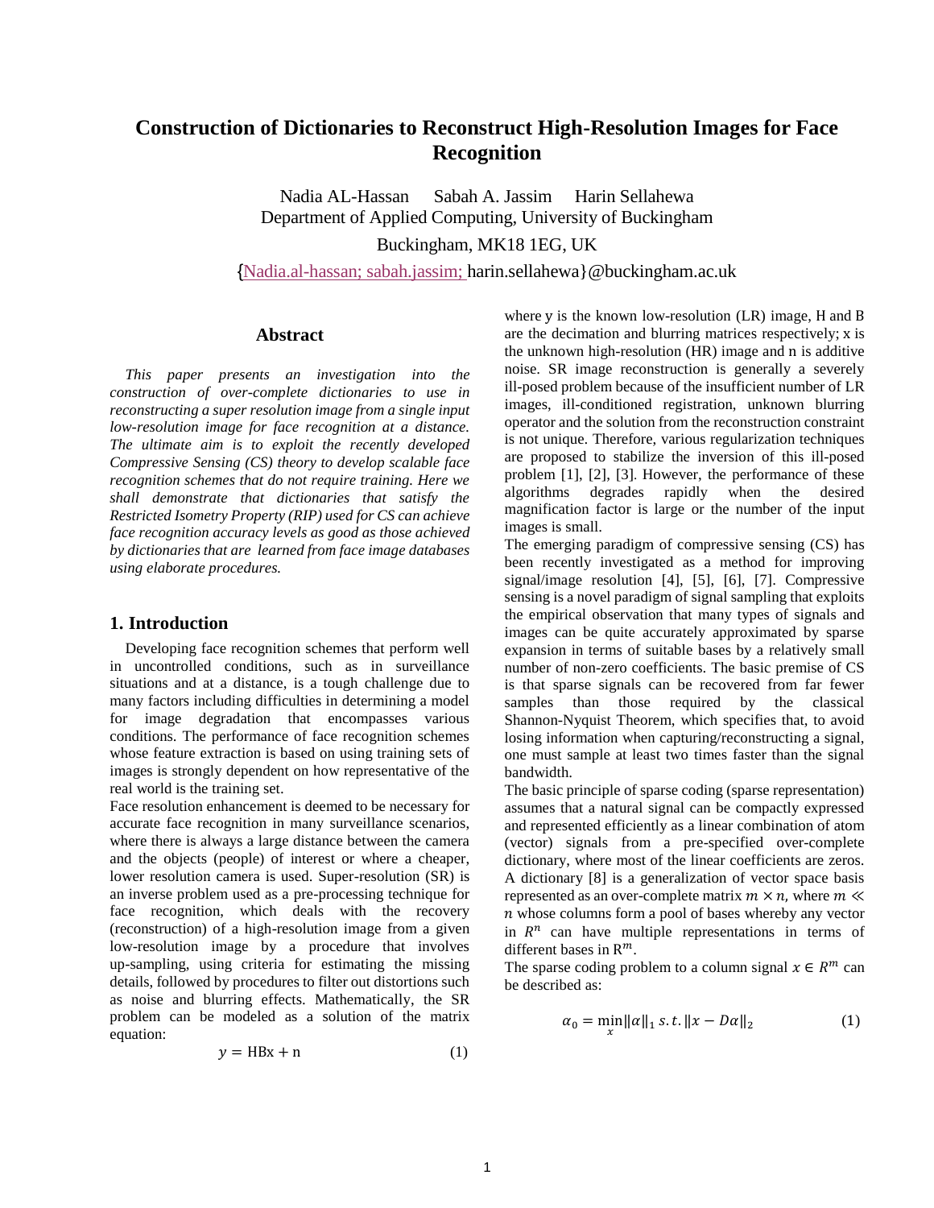# Construction of Dictionaries to Reconstruct High-Resolution Images for Face Recognition

Nadia AL-Hassan Sabah A. Jassim Harin Sellahewa
Department of Applied Computing, University of Buckingham
Buckingham, MK18 1EG, UK
{Nadia.al-hassan; sabah.jassim; harin.sellahewa}@buckingham.ac.uk

## Abstract

*This paper presents an investigation into the construction of over-complete dictionaries to use in reconstructing a super resolution image from a single input low-resolution image for face recognition at a distance. The ultimate aim is to exploit the recently developed Compressive Sensing (CS) theory to develop scalable face recognition schemes that do not require training. Here we shall demonstrate that dictionaries that satisfy the Restricted Isometry Property (RIP) used for CS can achieve face recognition accuracy levels as good as those achieved by dictionaries that are learned from face image databases using elaborate procedures.*

## 1. Introduction

Developing face recognition schemes that perform well in uncontrolled conditions, such as in surveillance situations and at a distance, is a tough challenge due to many factors including difficulties in determining a model for image degradation that encompasses various conditions. The performance of face recognition schemes whose feature extraction is based on using training sets of images is strongly dependent on how representative of the real world is the training set.

Face resolution enhancement is deemed to be necessary for accurate face recognition in many surveillance scenarios, where there is always a large distance between the camera and the objects (people) of interest or where a cheaper, lower resolution camera is used. Super-resolution (SR) is an inverse problem used as a pre-processing technique for face recognition, which deals with the recovery (reconstruction) of a high-resolution image from a given low-resolution image by a procedure that involves up-sampling, using criteria for estimating the missing details, followed by procedures to filter out distortions such as noise and blurring effects. Mathematically, the SR problem can be modeled as a solution of the matrix equation:

$$y = \mathrm{HBx} + \mathrm{n} \tag{1}$$

where y is the known low-resolution (LR) image, H and B are the decimation and blurring matrices respectively; x is the unknown high-resolution (HR) image and n is additive noise. SR image reconstruction is generally a severely ill-posed problem because of the insufficient number of LR images, ill-conditioned registration, unknown blurring operator and the solution from the reconstruction constraint is not unique. Therefore, various regularization techniques are proposed to stabilize the inversion of this ill-posed problem [1], [2], [3]. However, the performance of these algorithms degrades rapidly when the desired magnification factor is large or the number of the input images is small.

The emerging paradigm of compressive sensing (CS) has been recently investigated as a method for improving signal/image resolution [4], [5], [6], [7]. Compressive sensing is a novel paradigm of signal sampling that exploits the empirical observation that many types of signals and images can be quite accurately approximated by sparse expansion in terms of suitable bases by a relatively small number of non-zero coefficients. The basic premise of CS is that sparse signals can be recovered from far fewer samples than those required by the classical Shannon-Nyquist Theorem, which specifies that, to avoid losing information when capturing/reconstructing a signal, one must sample at least two times faster than the signal bandwidth.

The basic principle of sparse coding (sparse representation) assumes that a natural signal can be compactly expressed and represented efficiently as a linear combination of atom (vector) signals from a pre-specified over-complete dictionary, where most of the linear coefficients are zeros. A dictionary [8] is a generalization of vector space basis represented as an over-complete matrix $m \times n$, where $m \ll n$ whose columns form a pool of bases whereby any vector in $R^n$ can have multiple representations in terms of different bases in $\mathrm{R}^m$.

The sparse coding problem to a column signal $x \in R^m$ can be described as:

$$\alpha_0 = \min_x \|\alpha\|_1 \; s.t. \|x - D\alpha\|_2 \tag{1}$$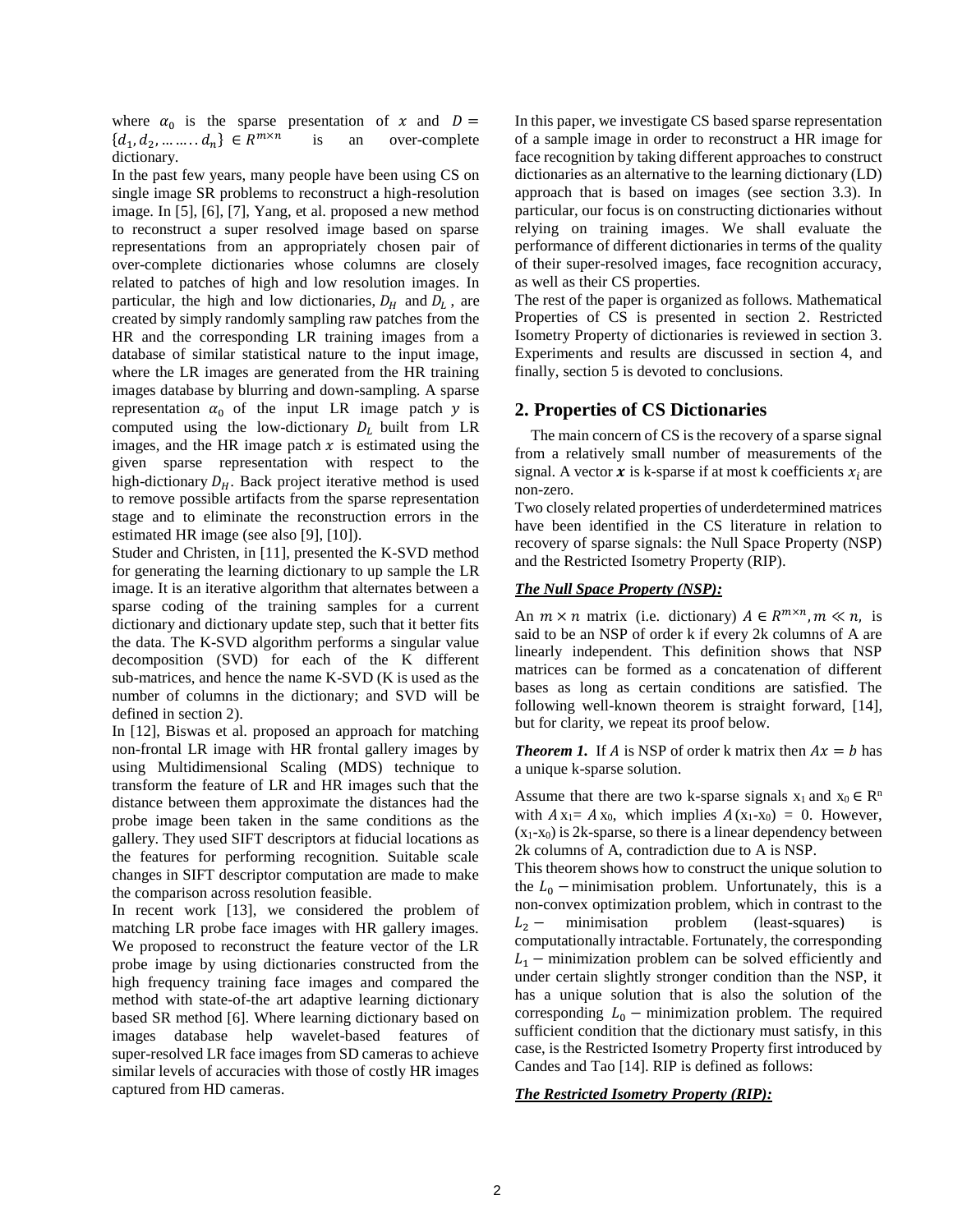where $\alpha_0$ is the sparse presentation of $x$ and $D = \{d_1, d_2, \ldots\ldots. d_n\} \in R^{m \times n}$ is an over-complete dictionary.

In the past few years, many people have been using CS on single image SR problems to reconstruct a high-resolution image. In [5], [6], [7], Yang, et al. proposed a new method to reconstruct a super resolved image based on sparse representations from an appropriately chosen pair of over-complete dictionaries whose columns are closely related to patches of high and low resolution images. In particular, the high and low dictionaries, $D_H$ and $D_L$, are created by simply randomly sampling raw patches from the HR and the corresponding LR training images from a database of similar statistical nature to the input image, where the LR images are generated from the HR training images database by blurring and down-sampling. A sparse representation $\alpha_0$ of the input LR image patch $y$ is computed using the low-dictionary $D_L$ built from LR images, and the HR image patch $x$ is estimated using the given sparse representation with respect to the high-dictionary $D_H$. Back project iterative method is used to remove possible artifacts from the sparse representation stage and to eliminate the reconstruction errors in the estimated HR image (see also [9], [10]).

Studer and Christen, in [11], presented the K-SVD method for generating the learning dictionary to up sample the LR image. It is an iterative algorithm that alternates between a sparse coding of the training samples for a current dictionary and dictionary update step, such that it better fits the data. The K-SVD algorithm performs a singular value decomposition (SVD) for each of the K different sub-matrices, and hence the name K-SVD (K is used as the number of columns in the dictionary; and SVD will be defined in section 2).

In [12], Biswas et al. proposed an approach for matching non-frontal LR image with HR frontal gallery images by using Multidimensional Scaling (MDS) technique to transform the feature of LR and HR images such that the distance between them approximate the distances had the probe image been taken in the same conditions as the gallery. They used SIFT descriptors at fiducial locations as the features for performing recognition. Suitable scale changes in SIFT descriptor computation are made to make the comparison across resolution feasible.

In recent work [13], we considered the problem of matching LR probe face images with HR gallery images. We proposed to reconstruct the feature vector of the LR probe image by using dictionaries constructed from the high frequency training face images and compared the method with state-of-the art adaptive learning dictionary based SR method [6]. Where learning dictionary based on images database help wavelet-based features of super-resolved LR face images from SD cameras to achieve similar levels of accuracies with those of costly HR images captured from HD cameras.

In this paper, we investigate CS based sparse representation of a sample image in order to reconstruct a HR image for face recognition by taking different approaches to construct dictionaries as an alternative to the learning dictionary (LD) approach that is based on images (see section 3.3). In particular, our focus is on constructing dictionaries without relying on training images. We shall evaluate the performance of different dictionaries in terms of the quality of their super-resolved images, face recognition accuracy, as well as their CS properties.

The rest of the paper is organized as follows. Mathematical Properties of CS is presented in section 2. Restricted Isometry Property of dictionaries is reviewed in section 3. Experiments and results are discussed in section 4, and finally, section 5 is devoted to conclusions.

## 2. Properties of CS Dictionaries

The main concern of CS is the recovery of a sparse signal from a relatively small number of measurements of the signal. A vector $\boldsymbol{x}$ is k-sparse if at most k coefficients $x_i$ are non-zero.

Two closely related properties of underdetermined matrices have been identified in the CS literature in relation to recovery of sparse signals: the Null Space Property (NSP) and the Restricted Isometry Property (RIP).

***The Null Space Property (NSP):***

An $m \times n$ matrix (i.e. dictionary) $A \in R^{m \times n}, m \ll n,$ is said to be an NSP of order k if every 2k columns of A are linearly independent. This definition shows that NSP matrices can be formed as a concatenation of different bases as long as certain conditions are satisfied. The following well-known theorem is straight forward, [14], but for clarity, we repeat its proof below.

***Theorem 1.*** If $A$ is NSP of order k matrix then $Ax = b$ has a unique k-sparse solution.

Assume that there are two k-sparse signals $x_1$ and $x_0 \in R^n$ with $A x_1 = A x_0$, which implies $A(x_1 - x_0) = 0$. However, $(x_1 - x_0)$ is 2k-sparse, so there is a linear dependency between 2k columns of A, contradiction due to A is NSP.

This theorem shows how to construct the unique solution to the $L_0$ − minimisation problem. Unfortunately, this is a non-convex optimization problem, which in contrast to the $L_2$ − minimisation problem (least-squares) is computationally intractable. Fortunately, the corresponding $L_1$ − minimization problem can be solved efficiently and under certain slightly stronger condition than the NSP, it has a unique solution that is also the solution of the corresponding $L_0$ − minimization problem. The required sufficient condition that the dictionary must satisfy, in this case, is the Restricted Isometry Property first introduced by Candes and Tao [14]. RIP is defined as follows:

***The Restricted Isometry Property (RIP):***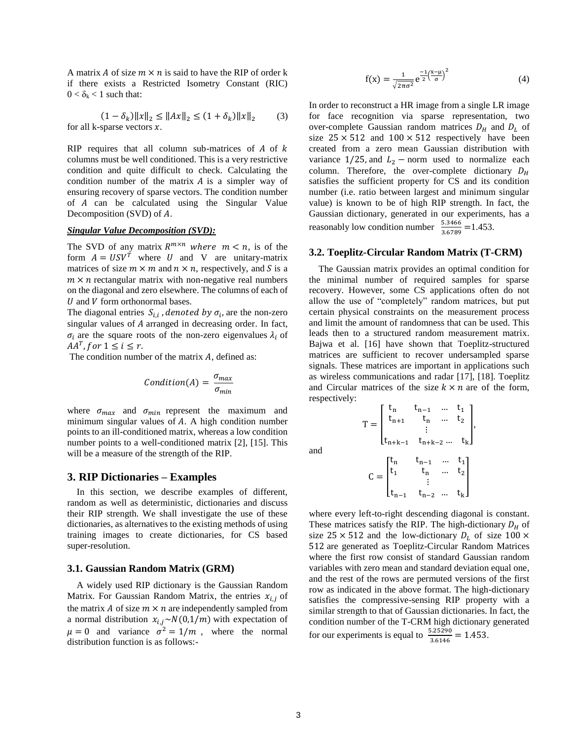A matrix $A$ of size $m \times n$ is said to have the RIP of order k if there exists a Restricted Isometry Constant (RIC) $0 < \delta_k < 1$ such that:

$$(1 - \delta_k)\|x\|_2 \leq \|Ax\|_2 \leq (1 + \delta_k)\|x\|_2 \qquad (3)$$

for all k-sparse vectors $x$.

RIP requires that all column sub-matrices of $A$ of $k$ columns must be well conditioned. This is a very restrictive condition and quite difficult to check. Calculating the condition number of the matrix $A$ is a simpler way of ensuring recovery of sparse vectors. The condition number of $A$ can be calculated using the Singular Value Decomposition (SVD) of $A$.

***Singular Value Decomposition (SVD):***

The SVD of any matrix $R^{m \times n}$ *where* $m < n$, is of the form $A = USV^T$ where $U$ and V are unitary-matrix matrices of size $m \times m$ and $n \times n$, respectively, and $S$ is a $m \times n$ rectangular matrix with non-negative real numbers on the diagonal and zero elsewhere. The columns of each of $U$ and $V$ form orthonormal bases.

The diagonal entries $S_{i,i}$, *denoted by* $\sigma_i$, are the non-zero singular values of $A$ arranged in decreasing order. In fact, $\sigma_i$ are the square roots of the non-zero eigenvalues $\lambda_i$ of $AA^T$, *for* $1 \leq i \leq r$.

The condition number of the matrix $A$, defined as:

$$Condition(A) = \frac{\sigma_{max}}{\sigma_{min}}$$

where $\sigma_{max}$ and $\sigma_{min}$ represent the maximum and minimum singular values of $A$. A high condition number points to an ill-conditioned matrix, whereas a low condition number points to a well-conditioned matrix [2], [15]. This will be a measure of the strength of the RIP.

## 3. RIP Dictionaries – Examples

In this section, we describe examples of different, random as well as deterministic, dictionaries and discuss their RIP strength. We shall investigate the use of these dictionaries, as alternatives to the existing methods of using training images to create dictionaries, for CS based super-resolution.

### 3.1. Gaussian Random Matrix (GRM)

A widely used RIP dictionary is the Gaussian Random Matrix. For Gaussian Random Matrix, the entries $x_{i,j}$ of the matrix $A$ of size $m \times n$ are independently sampled from a normal distribution $x_{i,j} \sim N(0,1/m)$ with expectation of $\mu = 0$ and variance $\sigma^2 = 1/m$, where the normal distribution function is as follows:-

$$f(x) = \frac{1}{\sqrt{2\pi\sigma^2}} e^{\frac{-1}{2}\left(\frac{x-\mu}{\sigma}\right)^2} \qquad (4)$$

In order to reconstruct a HR image from a single LR image for face recognition via sparse representation, two over-complete Gaussian random matrices $D_H$ and $D_L$ of size $25 \times 512$ and $100 \times 512$ respectively have been created from a zero mean Gaussian distribution with variance $1/25$, and $L_2 -$ norm used to normalize each column. Therefore, the over-complete dictionary $D_H$ satisfies the sufficient property for CS and its condition number (i.e. ratio between largest and minimum singular value) is known to be of high RIP strength. In fact, the Gaussian dictionary, generated in our experiments, has a reasonably low condition number $\frac{5.3466}{3.6789} = 1.453$.

### 3.2. Toeplitz-Circular Random Matrix (T-CRM)

The Gaussian matrix provides an optimal condition for the minimal number of required samples for sparse recovery. However, some CS applications often do not allow the use of "completely" random matrices, but put certain physical constraints on the measurement process and limit the amount of randomness that can be used. This leads then to a structured random measurement matrix. Bajwa et al. [16] have shown that Toeplitz-structured matrices are sufficient to recover undersampled sparse signals. These matrices are important in applications such as wireless communications and radar [17], [18]. Toeplitz and Circular matrices of the size $k \times n$ are of the form, respectively:

$$T = \begin{bmatrix} t_n & t_{n-1} & \dots & t_1 \\ t_{n+1} & t_n & \dots & t_2 \\ & \vdots & & \\ t_{n+k-1} & t_{n+k-2} & \dots & t_k \end{bmatrix},$$

and

$$C = \begin{bmatrix} t_n & t_{n-1} & \dots & t_1 \\ t_1 & t_n & \dots & t_2 \\ & \vdots & & \\ t_{n-1} & t_{n-2} & \dots & t_k \end{bmatrix}$$

where every left-to-right descending diagonal is constant. These matrices satisfy the RIP. The high-dictionary $D_H$ of size $25 \times 512$ and the low-dictionary $D_L$ of size $100 \times 512$ are generated as Toeplitz-Circular Random Matrices where the first row consist of standard Gaussian random variables with zero mean and standard deviation equal one, and the rest of the rows are permuted versions of the first row as indicated in the above format. The high-dictionary satisfies the compressive-sensing RIP property with a similar strength to that of Gaussian dictionaries. In fact, the condition number of the T-CRM high dictionary generated for our experiments is equal to $\frac{5.25290}{3.6146} = 1.453$.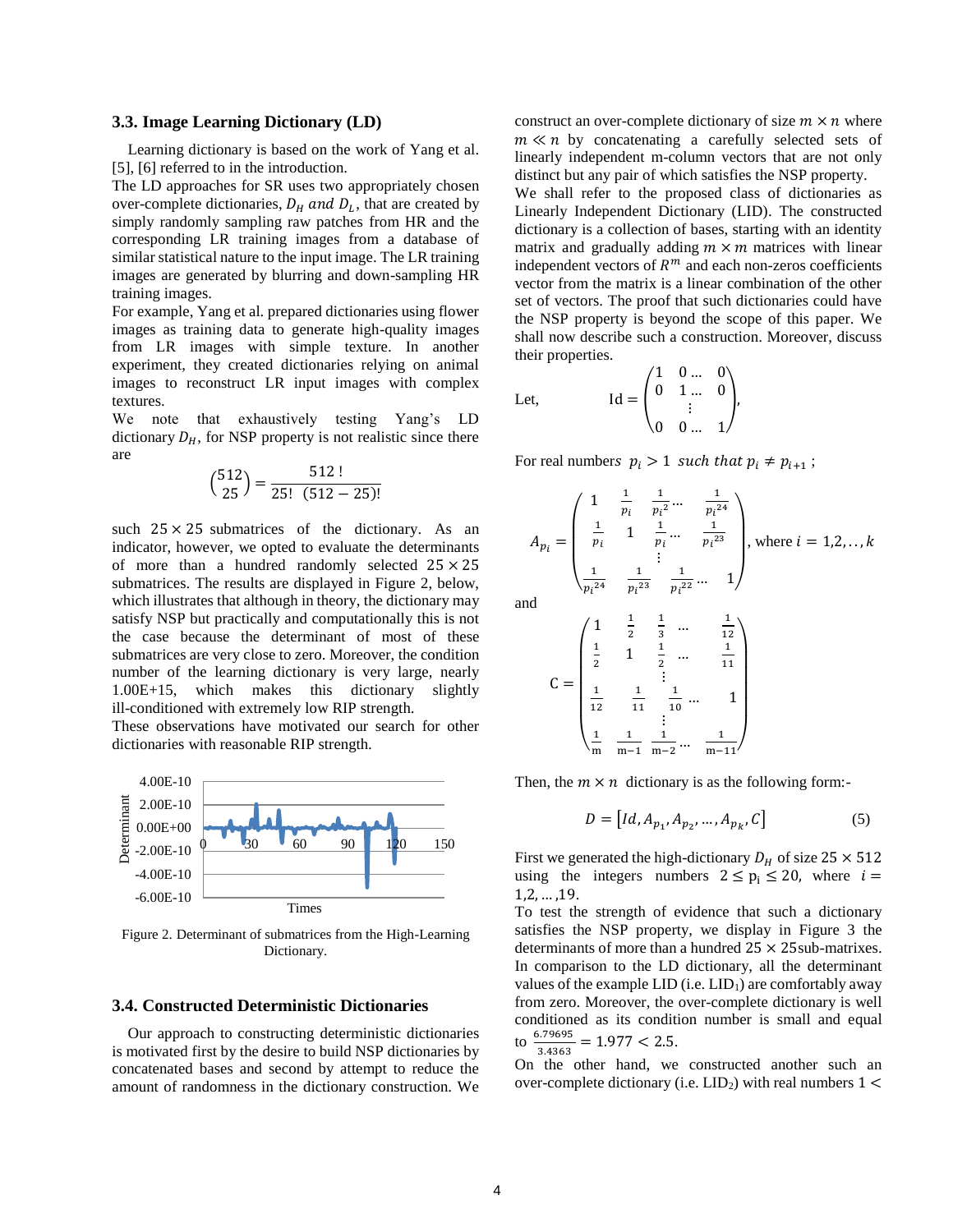### 3.3. Image Learning Dictionary (LD)

Learning dictionary is based on the work of Yang et al. [5], [6] referred to in the introduction.

The LD approaches for SR uses two appropriately chosen over-complete dictionaries, $D_H$ *and* $D_L$, that are created by simply randomly sampling raw patches from HR and the corresponding LR training images from a database of similar statistical nature to the input image. The LR training images are generated by blurring and down-sampling HR training images.

For example, Yang et al. prepared dictionaries using flower images as training data to generate high-quality images from LR images with simple texture. In another experiment, they created dictionaries relying on animal images to reconstruct LR input images with complex textures.

We note that exhaustively testing Yang's LD dictionary $D_H$, for NSP property is not realistic since there are

$$\binom{512}{25} = \frac{512\,!}{25!\ (512-25)!}$$

such $25 \times 25$ submatrices of the dictionary. As an indicator, however, we opted to evaluate the determinants of more than a hundred randomly selected $25 \times 25$ submatrices. The results are displayed in Figure 2, below, which illustrates that although in theory, the dictionary may satisfy NSP but practically and computationally this is not the case because the determinant of most of these submatrices are very close to zero. Moreover, the condition number of the learning dictionary is very large, nearly 1.00E+15, which makes this dictionary slightly ill-conditioned with extremely low RIP strength.

These observations have motivated our search for other dictionaries with reasonable RIP strength.

Figure 2. Determinant of submatrices from the High-Learning Dictionary.

### 3.4. Constructed Deterministic Dictionaries

Our approach to constructing deterministic dictionaries is motivated first by the desire to build NSP dictionaries by concatenated bases and second by attempt to reduce the amount of randomness in the dictionary construction. We construct an over-complete dictionary of size $m \times n$ where $m \ll n$ by concatenating a carefully selected sets of linearly independent m-column vectors that are not only distinct but any pair of which satisfies the NSP property.

We shall refer to the proposed class of dictionaries as Linearly Independent Dictionary (LID). The constructed dictionary is a collection of bases, starting with an identity matrix and gradually adding $m \times m$ matrices with linear independent vectors of $R^m$ and each non-zeros coefficients vector from the matrix is a linear combination of the other set of vectors. The proof that such dictionaries could have the NSP property is beyond the scope of this paper. We shall now describe such a construction. Moreover, discuss their properties.

Let,
$$\mathrm{Id} = \begin{pmatrix} 1 & 0 \dots & 0 \\ 0 & 1 \dots & 0 \\ & \vdots & \\ 0 & 0 \dots & 1 \end{pmatrix},$$

For real numbers $p_i > 1$ *such that* $p_i \neq p_{i+1}$ ;

$$A_{p_i} = \begin{pmatrix} 1 & \frac{1}{p_i} & \frac{1}{p_i^{2}} \dots & \frac{1}{p_i^{24}} \\ \frac{1}{p_i} & 1 & \frac{1}{p_i} \dots & \frac{1}{p_i^{23}} \\ & & \vdots & \\ \frac{1}{p_i^{24}} & \frac{1}{p_i^{23}} & \frac{1}{p_i^{22}} \dots & 1 \end{pmatrix}, \text{ where } i = 1,2,\dots,k$$

and

$$\mathrm{C} = \begin{pmatrix} 1 & \frac{1}{2} & \frac{1}{3} & \dots & \frac{1}{12} \\ \frac{1}{2} & 1 & \frac{1}{2} & \dots & \frac{1}{11} \\ & & \vdots & & \\ \frac{1}{12} & \frac{1}{11} & \frac{1}{10} & \dots & 1 \\ & & \vdots & & \\ \frac{1}{m} & \frac{1}{m-1} & \frac{1}{m-2} & \dots & \frac{1}{m-11} \end{pmatrix}$$

Then, the $m \times n$ dictionary is as the following form:-

$$D = \left[Id, A_{p_1}, A_{p_2}, \dots, A_{p_k}, C\right] \tag{5}$$

First we generated the high-dictionary $D_H$ of size $25 \times 512$ using the integers numbers $2 \leq p_i \leq 20$, where $i = 1,2,\dots,19$.

To test the strength of evidence that such a dictionary satisfies the NSP property, we display in Figure 3 the determinants of more than a hundred $25 \times 25$ sub-matrixes. In comparison to the LD dictionary, all the determinant values of the example LID (i.e. $LID_1$) are comfortably away from zero. Moreover, the over-complete dictionary is well conditioned as its condition number is small and equal to $\frac{6.79695}{3.4363} = 1.977 < 2.5$.

On the other hand, we constructed another such an over-complete dictionary (i.e. $LID_2$) with real numbers $1 <$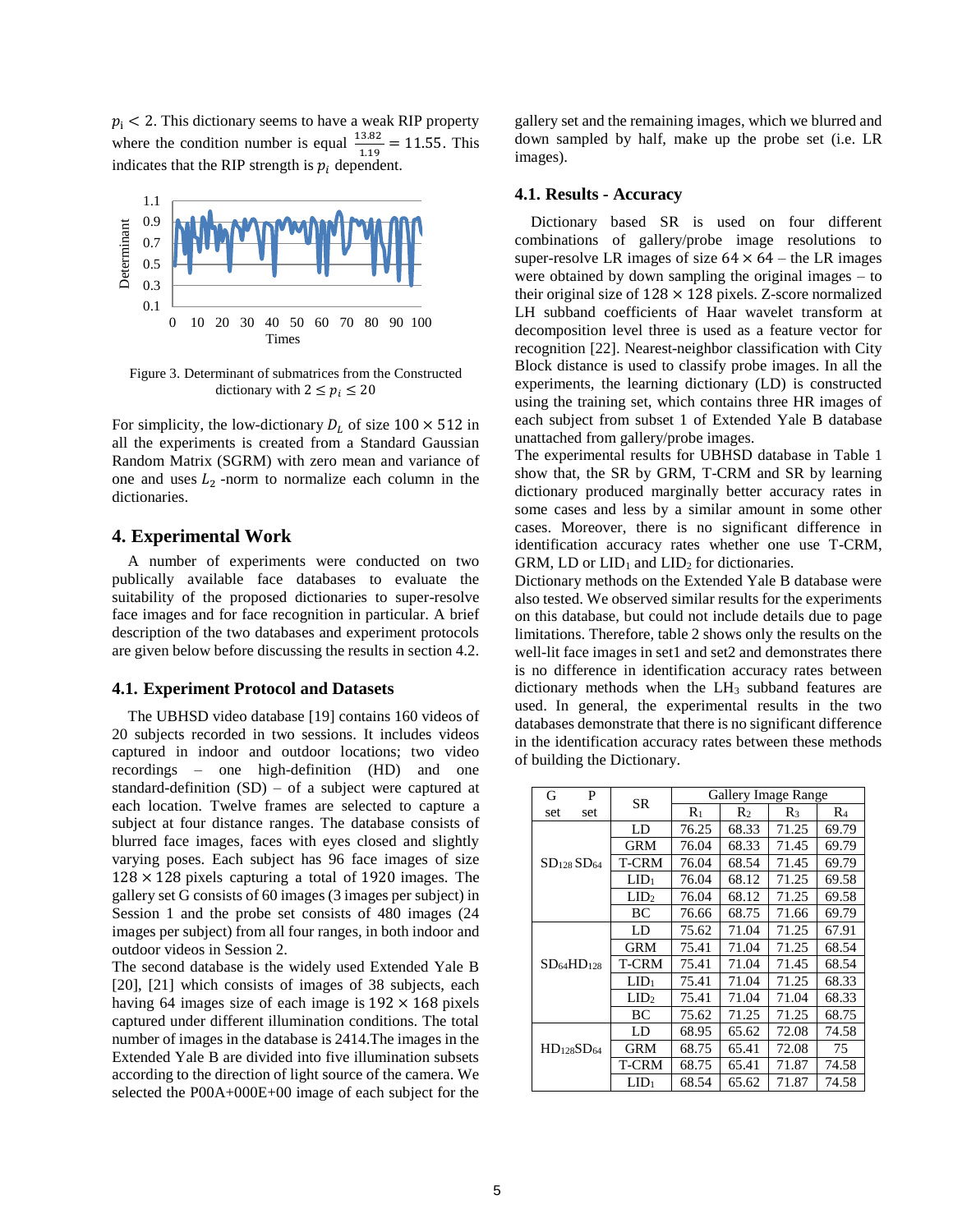$p_i < 2$. This dictionary seems to have a weak RIP property where the condition number is equal $\frac{13.82}{1.19} = 11.55$. This indicates that the RIP strength is $p_i$ dependent.

Figure 3. Determinant of submatrices from the Constructed dictionary with $2 \leq p_i \leq 20$

For simplicity, the low-dictionary $D_L$ of size $100 \times 512$ in all the experiments is created from a Standard Gaussian Random Matrix (SGRM) with zero mean and variance of one and uses $L_2$ -norm to normalize each column in the dictionaries.

## 4. Experimental Work

A number of experiments were conducted on two publically available face databases to evaluate the suitability of the proposed dictionaries to super-resolve face images and for face recognition in particular. A brief description of the two databases and experiment protocols are given below before discussing the results in section 4.2.

### 4.1. Experiment Protocol and Datasets

The UBHSD video database [19] contains 160 videos of 20 subjects recorded in two sessions. It includes videos captured in indoor and outdoor locations; two video recordings – one high-definition (HD) and one standard-definition (SD) – of a subject were captured at each location. Twelve frames are selected to capture a subject at four distance ranges. The database consists of blurred face images, faces with eyes closed and slightly varying poses. Each subject has 96 face images of size $128 \times 128$ pixels capturing a total of 1920 images. The gallery set G consists of 60 images (3 images per subject) in Session 1 and the probe set consists of 480 images (24 images per subject) from all four ranges, in both indoor and outdoor videos in Session 2.

The second database is the widely used Extended Yale B [20], [21] which consists of images of 38 subjects, each having 64 images size of each image is $192 \times 168$ pixels captured under different illumination conditions. The total number of images in the database is 2414.The images in the Extended Yale B are divided into five illumination subsets according to the direction of light source of the camera. We selected the P00A+000E+00 image of each subject for the gallery set and the remaining images, which we blurred and down sampled by half, make up the probe set (i.e. LR images).

### 4.1. Results - Accuracy

Dictionary based SR is used on four different combinations of gallery/probe image resolutions to super-resolve LR images of size $64 \times 64$ – the LR images were obtained by down sampling the original images – to their original size of $128 \times 128$ pixels. Z-score normalized LH subband coefficients of Haar wavelet transform at decomposition level three is used as a feature vector for recognition [22]. Nearest-neighbor classification with City Block distance is used to classify probe images. In all the experiments, the learning dictionary (LD) is constructed using the training set, which contains three HR images of each subject from subset 1 of Extended Yale B database unattached from gallery/probe images.

The experimental results for UBHSD database in Table 1 show that, the SR by GRM, T-CRM and SR by learning dictionary produced marginally better accuracy rates in some cases and less by a similar amount in some other cases. Moreover, there is no significant difference in identification accuracy rates whether one use T-CRM, GRM, LD or $LID_1$ and $LID_2$ for dictionaries.

Dictionary methods on the Extended Yale B database were also tested. We observed similar results for the experiments on this database, but could not include details due to page limitations. Therefore, table 2 shows only the results on the well-lit face images in set1 and set2 and demonstrates there is no difference in identification accuracy rates between dictionary methods when the $LH_3$ subband features are used. In general, the experimental results in the two databases demonstrate that there is no significant difference in the identification accuracy rates between these methods of building the Dictionary.

| G set P set | SR | Gallery Image Range | | | |
|---|---|---|---|---|---|
| | | $R_1$ | $R_2$ | $R_3$ | $R_4$ |
| $SD_{128}$ $SD_{64}$ | LD | 76.25 | 68.33 | 71.25 | 69.79 |
| | GRM | 76.04 | 68.33 | 71.45 | 69.79 |
| | T-CRM | 76.04 | 68.54 | 71.45 | 69.79 |
| | $LID_1$ | 76.04 | 68.12 | 71.25 | 69.58 |
| | $LID_2$ | 76.04 | 68.12 | 71.25 | 69.58 |
| | BC | 76.66 | 68.75 | 71.66 | 69.79 |
| $SD_{64}HD_{128}$ | LD | 75.62 | 71.04 | 71.25 | 67.91 |
| | GRM | 75.41 | 71.04 | 71.25 | 68.54 |
| | T-CRM | 75.41 | 71.04 | 71.45 | 68.54 |
| | $LID_1$ | 75.41 | 71.04 | 71.25 | 68.33 |
| | $LID_2$ | 75.41 | 71.04 | 71.04 | 68.33 |
| | BC | 75.62 | 71.25 | 71.25 | 68.75 |
| $HD_{128}SD_{64}$ | LD | 68.95 | 65.62 | 72.08 | 74.58 |
| | GRM | 68.75 | 65.41 | 72.08 | 75 |
| | T-CRM | 68.75 | 65.41 | 71.87 | 74.58 |
| | $LID_1$ | 68.54 | 65.62 | 71.87 | 74.58 |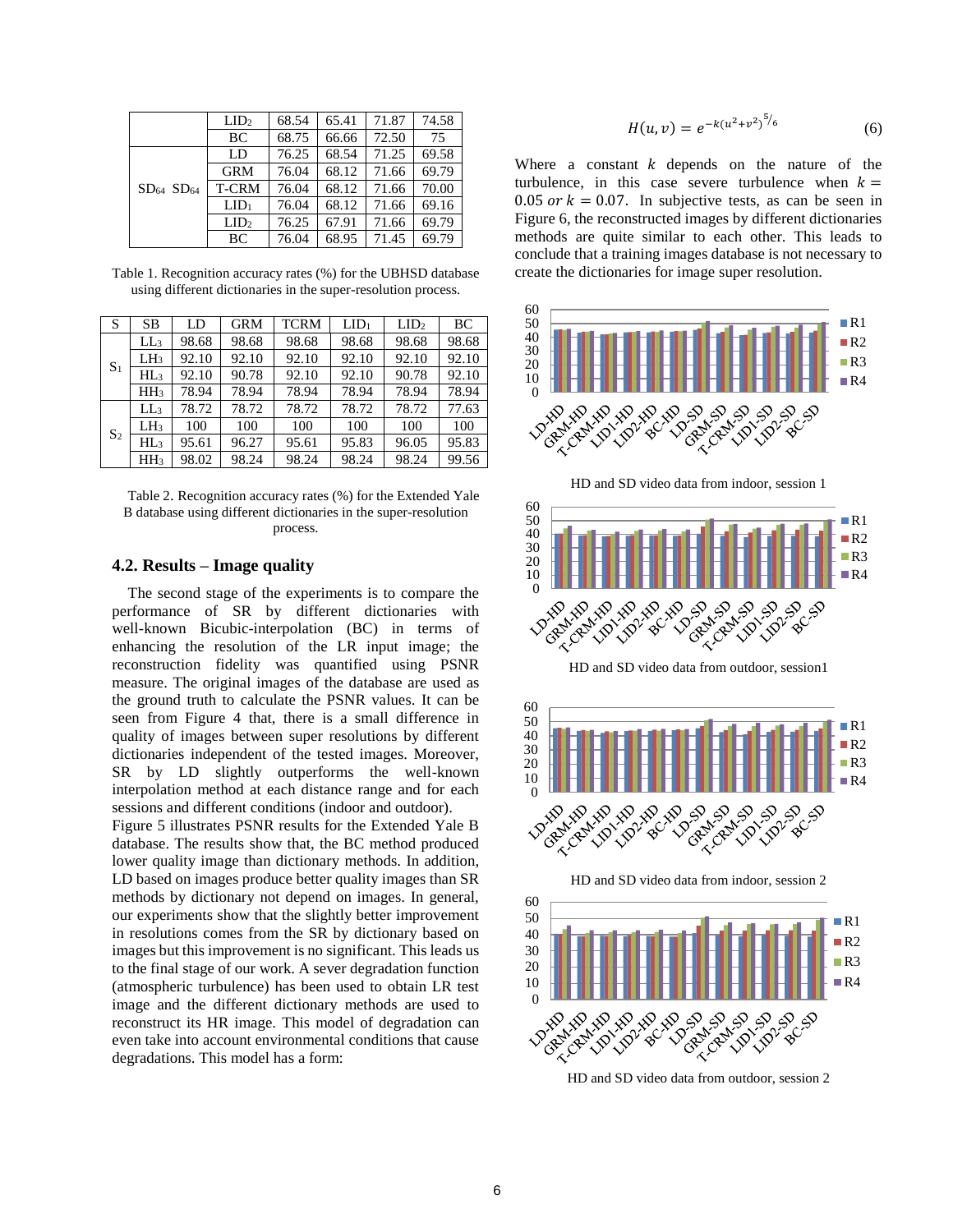|  | LID2 | 68.54 | 65.41 | 71.87 | 74.58 |
|---|---|---|---|---|---|
|  | BC | 68.75 | 66.66 | 72.50 | 75 |
| $SD_{64}$ $SD_{64}$ | LD | 76.25 | 68.54 | 71.25 | 69.58 |
|  | GRM | 76.04 | 68.12 | 71.66 | 69.79 |
|  | T-CRM | 76.04 | 68.12 | 71.66 | 70.00 |
|  | $LID_1$ | 76.04 | 68.12 | 71.66 | 69.16 |
|  | $LID_2$ | 76.25 | 67.91 | 71.66 | 69.79 |
|  | BC | 76.04 | 68.95 | 71.45 | 69.79 |

Table 1. Recognition accuracy rates (%) for the UBHSD database using different dictionaries in the super-resolution process.

| S | SB | LD | GRM | TCRM | $LID_1$ | $LID_2$ | BC |
|---|---|---|---|---|---|---|---|
| $S_1$ | $LL_3$ | 98.68 | 98.68 | 98.68 | 98.68 | 98.68 | 98.68 |
|  | $LH_3$ | 92.10 | 92.10 | 92.10 | 92.10 | 92.10 | 92.10 |
|  | $HL_3$ | 92.10 | 90.78 | 90.78 | 92.10 | 90.78 | 92.10 |
|  | $HH_3$ | 78.94 | 78.94 | 78.94 | 78.94 | 78.94 | 78.94 |
| $S_2$ | $LL_3$ | 78.72 | 78.72 | 78.72 | 78.72 | 78.72 | 77.63 |
|  | $LH_3$ | 100 | 100 | 100 | 100 | 100 | 100 |
|  | $HL_3$ | 95.61 | 96.27 | 95.61 | 95.83 | 96.05 | 95.83 |
|  | $HH_3$ | 98.02 | 98.24 | 98.24 | 98.24 | 98.24 | 99.56 |

Table 2. Recognition accuracy rates (%) for the Extended Yale B database using different dictionaries in the super-resolution process.

### 4.2. Results – Image quality

The second stage of the experiments is to compare the performance of SR by different dictionaries with well-known Bicubic-interpolation (BC) in terms of enhancing the resolution of the LR input image; the reconstruction fidelity was quantified using PSNR measure. The original images of the database are used as the ground truth to calculate the PSNR values. It can be seen from Figure 4 that, there is a small difference in quality of images between super resolutions by different dictionaries independent of the tested images. Moreover, SR by LD slightly outperforms the well-known interpolation method at each distance range and for each sessions and different conditions (indoor and outdoor).
Figure 5 illustrates PSNR results for the Extended Yale B database. The results show that, the BC method produced lower quality image than dictionary methods. In addition, LD based on images produce better quality images than SR methods by dictionary not depend on images. In general, our experiments show that the slightly better improvement in resolutions comes from the SR by dictionary based on images but this improvement is no significant. This leads us to the final stage of our work. A sever degradation function (atmospheric turbulence) has been used to obtain LR test image and the different dictionary methods are used to reconstruct its HR image. This model of degradation can even take into account environmental conditions that cause degradations. This model has a form:

$$H(u,v) = e^{-k(u^2+v^2)^{5/6}} \qquad (6)$$

Where a constant $k$ depends on the nature of the turbulence, in this case severe turbulence when $k = 0.05$ *or* $k = 0.07$. In subjective tests, as can be seen in Figure 6, the reconstructed images by different dictionaries methods are quite similar to each other. This leads to conclude that a training images database is not necessary to create the dictionaries for image super resolution.

HD and SD video data from indoor, session 1

HD and SD video data from outdoor, session1

HD and SD video data from indoor, session 2

HD and SD video data from outdoor, session 2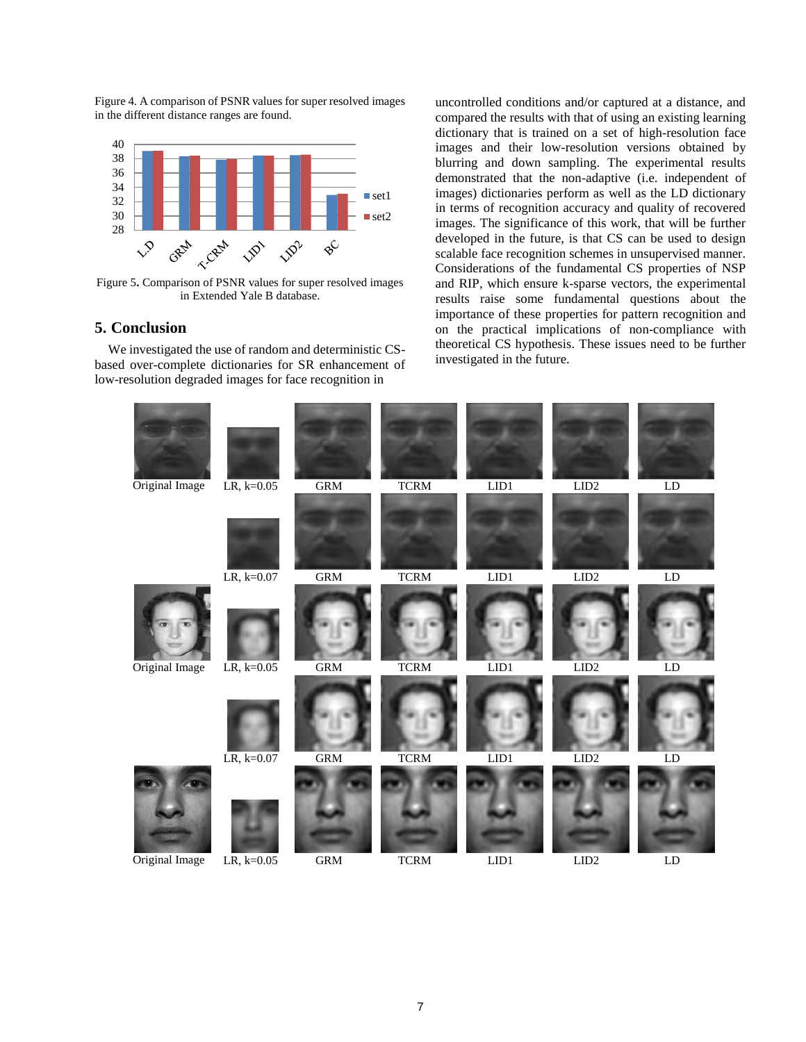Figure 4. A comparison of PSNR values for super resolved images in the different distance ranges are found.

Figure 5. Comparison of PSNR values for super resolved images in Extended Yale B database.

## 5. Conclusion

We investigated the use of random and deterministic CS-based over-complete dictionaries for SR enhancement of low-resolution degraded images for face recognition in uncontrolled conditions and/or captured at a distance, and compared the results with that of using an existing learning dictionary that is trained on a set of high-resolution face images and their low-resolution versions obtained by blurring and down sampling. The experimental results demonstrated that the non-adaptive (i.e. independent of images) dictionaries perform as well as the LD dictionary in terms of recognition accuracy and quality of recovered images. The significance of this work, that will be further developed in the future, is that CS can be used to design scalable face recognition schemes in unsupervised manner. Considerations of the fundamental CS properties of NSP and RIP, which ensure k-sparse vectors, the experimental results raise some fundamental questions about the importance of these properties for pattern recognition and on the practical implications of non-compliance with theoretical CS hypothesis. These issues need to be further investigated in the future.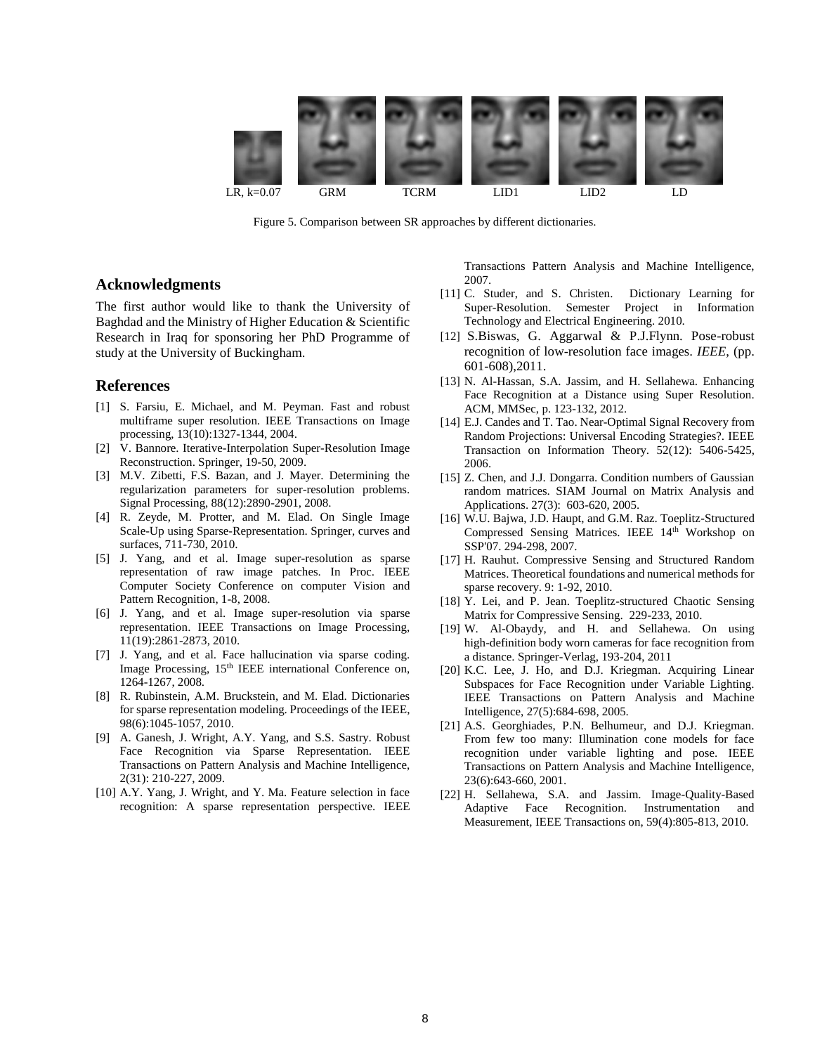LR, k=0.07 GRM TCRM LID1 LID2 LD

Figure 5. Comparison between SR approaches by different dictionaries.

## Acknowledgments

The first author would like to thank the University of Baghdad and the Ministry of Higher Education & Scientific Research in Iraq for sponsoring her PhD Programme of study at the University of Buckingham.

## References

[1] S. Farsiu, E. Michael, and M. Peyman. Fast and robust multiframe super resolution. IEEE Transactions on Image processing, 13(10):1327-1344, 2004.

[2] V. Bannore. Iterative-Interpolation Super-Resolution Image Reconstruction. Springer, 19-50, 2009.

[3] M.V. Zibetti, F.S. Bazan, and J. Mayer. Determining the regularization parameters for super-resolution problems. Signal Processing, 88(12):2890-2901, 2008.

[4] R. Zeyde, M. Protter, and M. Elad. On Single Image Scale-Up using Sparse-Representation. Springer, curves and surfaces, 711-730, 2010.

[5] J. Yang, and et al. Image super-resolution as sparse representation of raw image patches. In Proc. IEEE Computer Society Conference on computer Vision and Pattern Recognition, 1-8, 2008.

[6] J. Yang, and et al. Image super-resolution via sparse representation. IEEE Transactions on Image Processing, 11(19):2861-2873, 2010.

[7] J. Yang, and et al. Face hallucination via sparse coding. Image Processing, 15th IEEE international Conference on, 1264-1267, 2008.

[8] R. Rubinstein, A.M. Bruckstein, and M. Elad. Dictionaries for sparse representation modeling. Proceedings of the IEEE, 98(6):1045-1057, 2010.

[9] A. Ganesh, J. Wright, A.Y. Yang, and S.S. Sastry. Robust Face Recognition via Sparse Representation. IEEE Transactions on Pattern Analysis and Machine Intelligence, 2(31): 210-227, 2009.

[10] A.Y. Yang, J. Wright, and Y. Ma. Feature selection in face recognition: A sparse representation perspective. IEEE Transactions Pattern Analysis and Machine Intelligence, 2007.

[11] C. Studer, and S. Christen. Dictionary Learning for Super-Resolution. Semester Project in Information Technology and Electrical Engineering. 2010.

[12] S.Biswas, G. Aggarwal & P.J.Flynn. Pose-robust recognition of low-resolution face images. *IEEE*, (pp. 601-608),2011.

[13] N. Al-Hassan, S.A. Jassim, and H. Sellahewa. Enhancing Face Recognition at a Distance using Super Resolution. ACM, MMSec, p. 123-132, 2012.

[14] E.J. Candes and T. Tao. Near-Optimal Signal Recovery from Random Projections: Universal Encoding Strategies?. IEEE Transaction on Information Theory. 52(12): 5406-5425, 2006.

[15] Z. Chen, and J.J. Dongarra. Condition numbers of Gaussian random matrices. SIAM Journal on Matrix Analysis and Applications. 27(3): 603-620, 2005.

[16] W.U. Bajwa, J.D. Haupt, and G.M. Raz. Toeplitz-Structured Compressed Sensing Matrices. IEEE 14th Workshop on SSP'07. 294-298, 2007.

[17] H. Rauhut. Compressive Sensing and Structured Random Matrices. Theoretical foundations and numerical methods for sparse recovery. 9: 1-92, 2010.

[18] Y. Lei, and P. Jean. Toeplitz-structured Chaotic Sensing Matrix for Compressive Sensing. 229-233, 2010.

[19] W. Al-Obaydy, and H. and Sellahewa. On using high-definition body worn cameras for face recognition from a distance. Springer-Verlag, 193-204, 2011

[20] K.C. Lee, J. Ho, and D.J. Kriegman. Acquiring Linear Subspaces for Face Recognition under Variable Lighting. IEEE Transactions on Pattern Analysis and Machine Intelligence, 27(5):684-698, 2005.

[21] A.S. Georghiades, P.N. Belhumeur, and D.J. Kriegman. From few too many: Illumination cone models for face recognition under variable lighting and pose. IEEE Transactions on Pattern Analysis and Machine Intelligence, 23(6):643-660, 2001.

[22] H. Sellahewa, S.A. and Jassim. Image-Quality-Based Adaptive Face Recognition. Instrumentation and Measurement, IEEE Transactions on, 59(4):805-813, 2010.